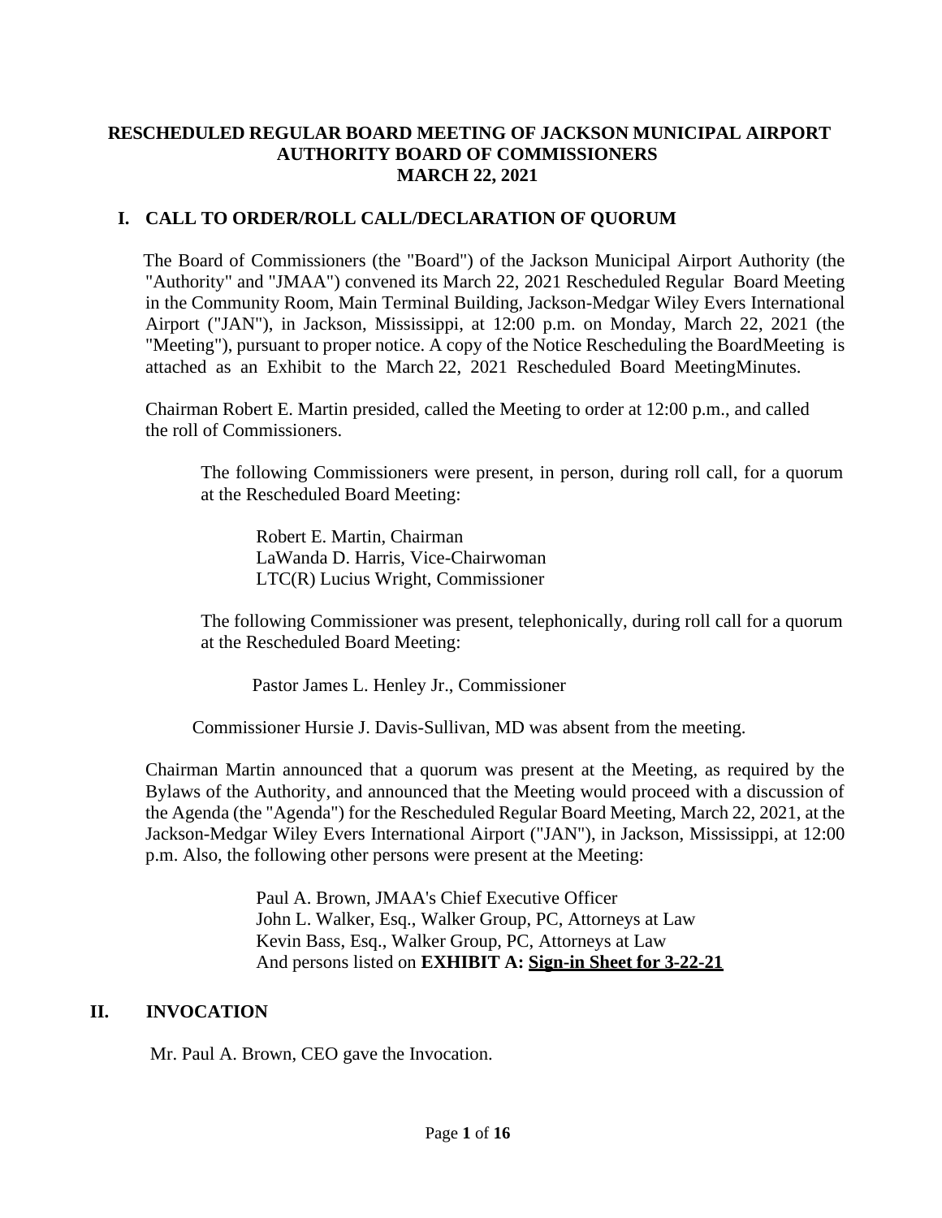# RESCHEDULED REGULAR BOARD MEETING OF JACKSON MUNICIPAL AIRPORT AUTHORITY BOARD OF COMMISSIONERS
# MARCH 22, 2021

## I. CALL TO ORDER/ROLL CALL/DECLARATION OF QUORUM

The Board of Commissioners (the "Board") of the Jackson Municipal Airport Authority (the "Authority" and "JMAA") convened its March 22, 2021 Rescheduled Regular Board Meeting in the Community Room, Main Terminal Building, Jackson-Medgar Wiley Evers International Airport ("JAN"), in Jackson, Mississippi, at 12:00 p.m. on Monday, March 22, 2021 (the "Meeting"), pursuant to proper notice. A copy of the Notice Rescheduling the BoardMeeting is attached as an Exhibit to the March 22, 2021 Rescheduled Board MeetingMinutes.

Chairman Robert E. Martin presided, called the Meeting to order at 12:00 p.m., and called the roll of Commissioners.

The following Commissioners were present, in person, during roll call, for a quorum at the Rescheduled Board Meeting:

Robert E. Martin, Chairman
LaWanda D. Harris, Vice-Chairwoman
LTC(R) Lucius Wright, Commissioner

The following Commissioner was present, telephonically, during roll call for a quorum at the Rescheduled Board Meeting:

Pastor James L. Henley Jr., Commissioner

Commissioner Hursie J. Davis-Sullivan, MD was absent from the meeting.

Chairman Martin announced that a quorum was present at the Meeting, as required by the Bylaws of the Authority, and announced that the Meeting would proceed with a discussion of the Agenda (the "Agenda") for the Rescheduled Regular Board Meeting, March 22, 2021, at the Jackson-Medgar Wiley Evers International Airport ("JAN"), in Jackson, Mississippi, at 12:00 p.m. Also, the following other persons were present at the Meeting:

Paul A. Brown, JMAA's Chief Executive Officer
John L. Walker, Esq., Walker Group, PC, Attorneys at Law
Kevin Bass, Esq., Walker Group, PC, Attorneys at Law
And persons listed on **EXHIBIT A: <u>Sign-in Sheet for 3-22-21</u>**

## II. INVOCATION

Mr. Paul A. Brown, CEO gave the Invocation.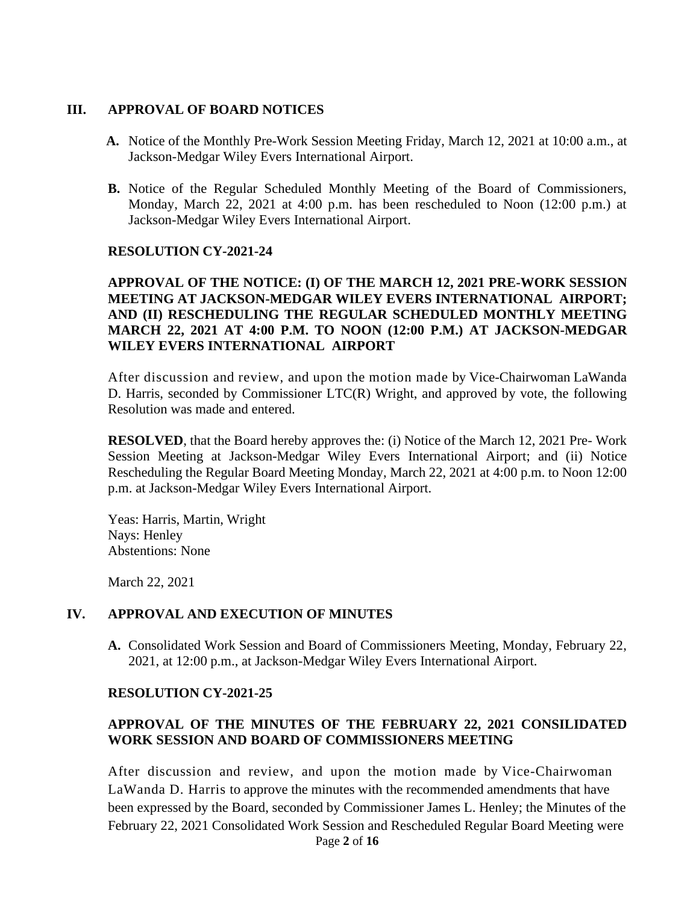## III. APPROVAL OF BOARD NOTICES

**A.** Notice of the Monthly Pre-Work Session Meeting Friday, March 12, 2021 at 10:00 a.m., at Jackson-Medgar Wiley Evers International Airport.

**B.** Notice of the Regular Scheduled Monthly Meeting of the Board of Commissioners, Monday, March 22, 2021 at 4:00 p.m. has been rescheduled to Noon (12:00 p.m.) at Jackson-Medgar Wiley Evers International Airport.

**RESOLUTION CY-2021-24**

**APPROVAL OF THE NOTICE: (I) OF THE MARCH 12, 2021 PRE-WORK SESSION MEETING AT JACKSON-MEDGAR WILEY EVERS INTERNATIONAL AIRPORT; AND (II) RESCHEDULING THE REGULAR SCHEDULED MONTHLY MEETING MARCH 22, 2021 AT 4:00 P.M. TO NOON (12:00 P.M.) AT JACKSON-MEDGAR WILEY EVERS INTERNATIONAL AIRPORT**

After discussion and review, and upon the motion made by Vice-Chairwoman LaWanda D. Harris, seconded by Commissioner LTC(R) Wright, and approved by vote, the following Resolution was made and entered.

**RESOLVED**, that the Board hereby approves the: (i) Notice of the March 12, 2021 Pre- Work Session Meeting at Jackson-Medgar Wiley Evers International Airport; and (ii) Notice Rescheduling the Regular Board Meeting Monday, March 22, 2021 at 4:00 p.m. to Noon 12:00 p.m. at Jackson-Medgar Wiley Evers International Airport.

Yeas: Harris, Martin, Wright
Nays: Henley
Abstentions: None

March 22, 2021

## IV. APPROVAL AND EXECUTION OF MINUTES

**A.** Consolidated Work Session and Board of Commissioners Meeting, Monday, February 22, 2021, at 12:00 p.m., at Jackson-Medgar Wiley Evers International Airport.

**RESOLUTION CY-2021-25**

**APPROVAL OF THE MINUTES OF THE FEBRUARY 22, 2021 CONSILIDATED WORK SESSION AND BOARD OF COMMISSIONERS MEETING**

After discussion and review, and upon the motion made by Vice-Chairwoman LaWanda D. Harris to approve the minutes with the recommended amendments that have been expressed by the Board, seconded by Commissioner James L. Henley; the Minutes of the February 22, 2021 Consolidated Work Session and Rescheduled Regular Board Meeting were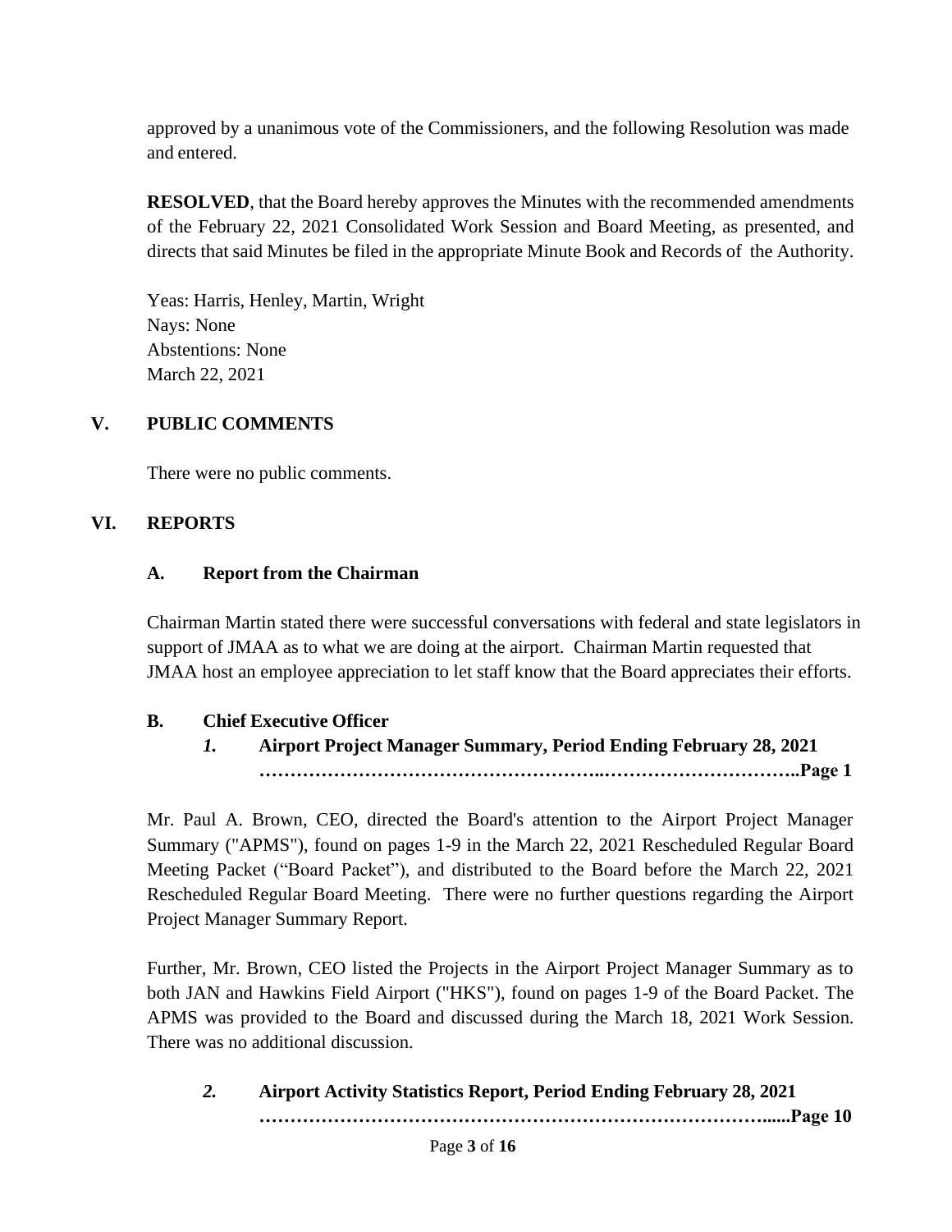approved by a unanimous vote of the Commissioners, and the following Resolution was made and entered.

**RESOLVED**, that the Board hereby approves the Minutes with the recommended amendments of the February 22, 2021 Consolidated Work Session and Board Meeting, as presented, and directs that said Minutes be filed in the appropriate Minute Book and Records of the Authority.

Yeas: Harris, Henley, Martin, Wright
Nays: None
Abstentions: None
March 22, 2021

## V. PUBLIC COMMENTS

There were no public comments.

## VI. REPORTS

### A. Report from the Chairman

Chairman Martin stated there were successful conversations with federal and state legislators in support of JMAA as to what we are doing at the airport. Chairman Martin requested that JMAA host an employee appreciation to let staff know that the Board appreciates their efforts.

### B. Chief Executive Officer

***1.*** **Airport Project Manager Summary, Period Ending February 28, 2021 ……………………………………………..…………………………..Page 1**

Mr. Paul A. Brown, CEO, directed the Board's attention to the Airport Project Manager Summary ("APMS"), found on pages 1-9 in the March 22, 2021 Rescheduled Regular Board Meeting Packet ("Board Packet"), and distributed to the Board before the March 22, 2021 Rescheduled Regular Board Meeting. There were no further questions regarding the Airport Project Manager Summary Report.

Further, Mr. Brown, CEO listed the Projects in the Airport Project Manager Summary as to both JAN and Hawkins Field Airport ("HKS"), found on pages 1-9 of the Board Packet. The APMS was provided to the Board and discussed during the March 18, 2021 Work Session. There was no additional discussion.

***2.*** **Airport Activity Statistics Report, Period Ending February 28, 2021 ……………………………………………………………………......Page 10**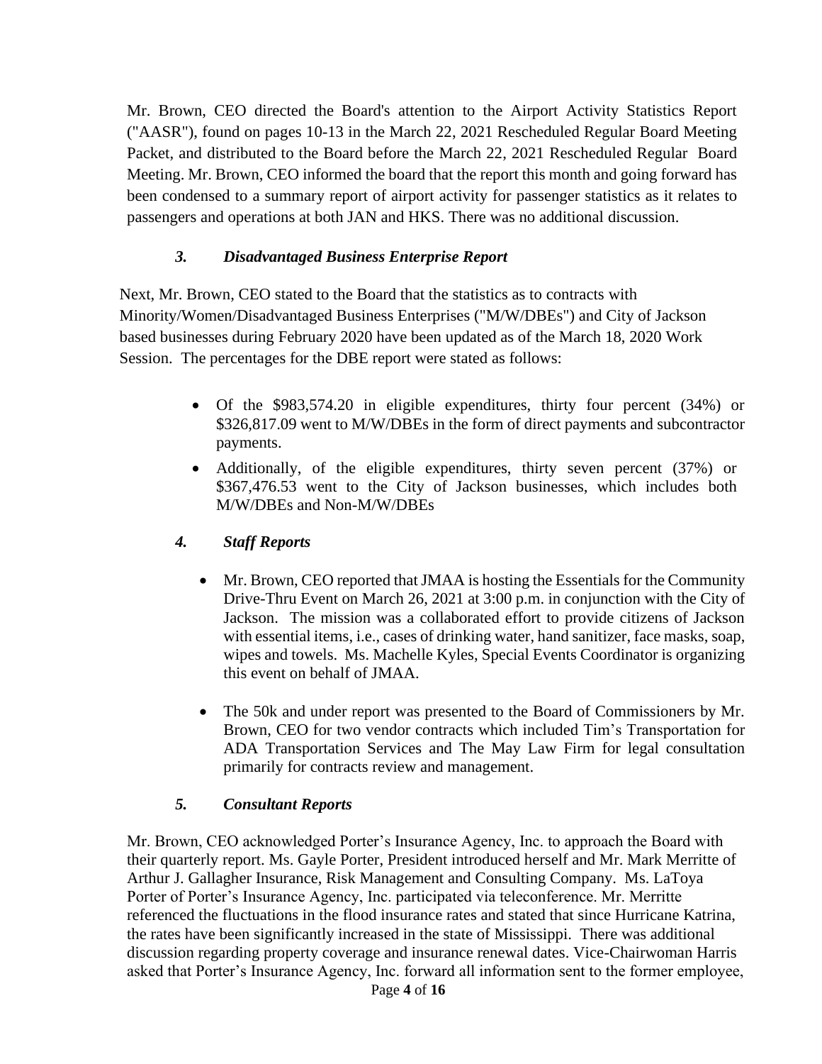Mr. Brown, CEO directed the Board's attention to the Airport Activity Statistics Report ("AASR"), found on pages 10-13 in the March 22, 2021 Rescheduled Regular Board Meeting Packet, and distributed to the Board before the March 22, 2021 Rescheduled Regular Board Meeting. Mr. Brown, CEO informed the board that the report this month and going forward has been condensed to a summary report of airport activity for passenger statistics as it relates to passengers and operations at both JAN and HKS. There was no additional discussion.

### *3. Disadvantaged Business Enterprise Report*

Next, Mr. Brown, CEO stated to the Board that the statistics as to contracts with Minority/Women/Disadvantaged Business Enterprises ("M/W/DBEs") and City of Jackson based businesses during February 2020 have been updated as of the March 18, 2020 Work Session. The percentages for the DBE report were stated as follows:

- Of the $983,574.20 in eligible expenditures, thirty four percent (34%) or $326,817.09 went to M/W/DBEs in the form of direct payments and subcontractor payments.
- Additionally, of the eligible expenditures, thirty seven percent (37%) or $367,476.53 went to the City of Jackson businesses, which includes both M/W/DBEs and Non-M/W/DBEs

### *4. Staff Reports*

- Mr. Brown, CEO reported that JMAA is hosting the Essentials for the Community Drive-Thru Event on March 26, 2021 at 3:00 p.m. in conjunction with the City of Jackson. The mission was a collaborated effort to provide citizens of Jackson with essential items, i.e., cases of drinking water, hand sanitizer, face masks, soap, wipes and towels. Ms. Machelle Kyles, Special Events Coordinator is organizing this event on behalf of JMAA.
- The 50k and under report was presented to the Board of Commissioners by Mr. Brown, CEO for two vendor contracts which included Tim's Transportation for ADA Transportation Services and The May Law Firm for legal consultation primarily for contracts review and management.

### *5. Consultant Reports*

Mr. Brown, CEO acknowledged Porter's Insurance Agency, Inc. to approach the Board with their quarterly report. Ms. Gayle Porter, President introduced herself and Mr. Mark Merritte of Arthur J. Gallagher Insurance, Risk Management and Consulting Company. Ms. LaToya Porter of Porter's Insurance Agency, Inc. participated via teleconference. Mr. Merritte referenced the fluctuations in the flood insurance rates and stated that since Hurricane Katrina, the rates have been significantly increased in the state of Mississippi. There was additional discussion regarding property coverage and insurance renewal dates. Vice-Chairwoman Harris asked that Porter's Insurance Agency, Inc. forward all information sent to the former employee,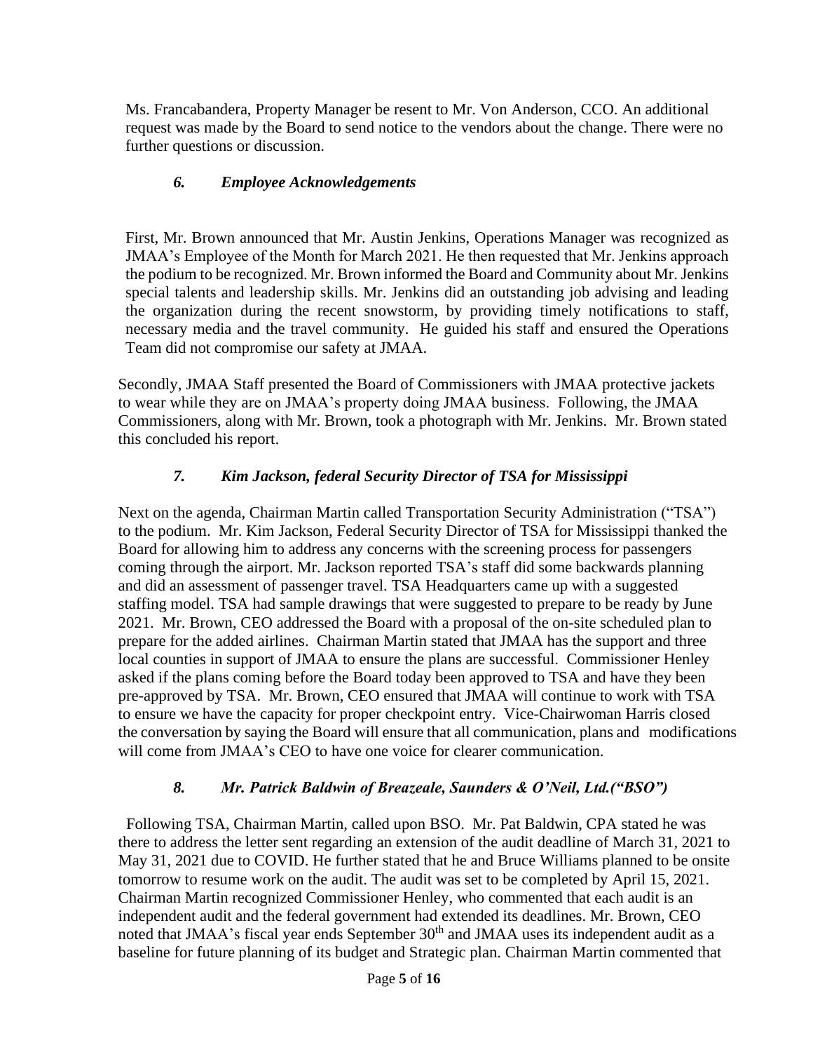Ms. Francabandera, Property Manager be resent to Mr. Von Anderson, CCO. An additional request was made by the Board to send notice to the vendors about the change. There were no further questions or discussion.

### *6. Employee Acknowledgements*

First, Mr. Brown announced that Mr. Austin Jenkins, Operations Manager was recognized as JMAA's Employee of the Month for March 2021. He then requested that Mr. Jenkins approach the podium to be recognized. Mr. Brown informed the Board and Community about Mr. Jenkins special talents and leadership skills. Mr. Jenkins did an outstanding job advising and leading the organization during the recent snowstorm, by providing timely notifications to staff, necessary media and the travel community. He guided his staff and ensured the Operations Team did not compromise our safety at JMAA.

Secondly, JMAA Staff presented the Board of Commissioners with JMAA protective jackets to wear while they are on JMAA's property doing JMAA business. Following, the JMAA Commissioners, along with Mr. Brown, took a photograph with Mr. Jenkins. Mr. Brown stated this concluded his report.

### *7. Kim Jackson, federal Security Director of TSA for Mississippi*

Next on the agenda, Chairman Martin called Transportation Security Administration ("TSA") to the podium. Mr. Kim Jackson, Federal Security Director of TSA for Mississippi thanked the Board for allowing him to address any concerns with the screening process for passengers coming through the airport. Mr. Jackson reported TSA's staff did some backwards planning and did an assessment of passenger travel. TSA Headquarters came up with a suggested staffing model. TSA had sample drawings that were suggested to prepare to be ready by June 2021. Mr. Brown, CEO addressed the Board with a proposal of the on-site scheduled plan to prepare for the added airlines. Chairman Martin stated that JMAA has the support and three local counties in support of JMAA to ensure the plans are successful. Commissioner Henley asked if the plans coming before the Board today been approved to TSA and have they been pre-approved by TSA. Mr. Brown, CEO ensured that JMAA will continue to work with TSA to ensure we have the capacity for proper checkpoint entry. Vice-Chairwoman Harris closed the conversation by saying the Board will ensure that all communication, plans and modifications will come from JMAA's CEO to have one voice for clearer communication.

### *8. Mr. Patrick Baldwin of Breazeale, Saunders & O'Neil, Ltd.("BSO")*

Following TSA, Chairman Martin, called upon BSO. Mr. Pat Baldwin, CPA stated he was there to address the letter sent regarding an extension of the audit deadline of March 31, 2021 to May 31, 2021 due to COVID. He further stated that he and Bruce Williams planned to be onsite tomorrow to resume work on the audit. The audit was set to be completed by April 15, 2021. Chairman Martin recognized Commissioner Henley, who commented that each audit is an independent audit and the federal government had extended its deadlines. Mr. Brown, CEO noted that JMAA's fiscal year ends September 30th and JMAA uses its independent audit as a baseline for future planning of its budget and Strategic plan. Chairman Martin commented that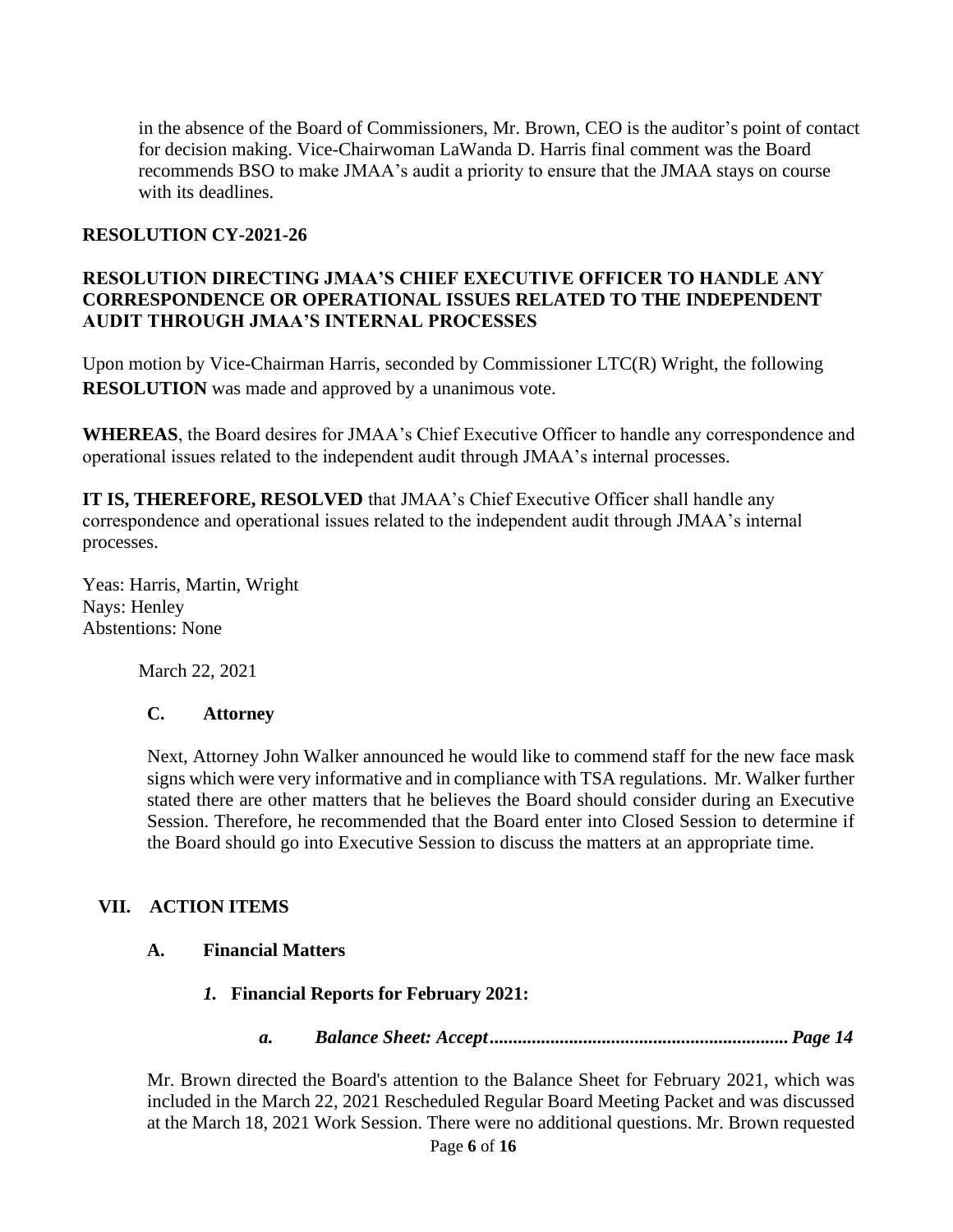in the absence of the Board of Commissioners, Mr. Brown, CEO is the auditor's point of contact for decision making. Vice-Chairwoman LaWanda D. Harris final comment was the Board recommends BSO to make JMAA's audit a priority to ensure that the JMAA stays on course with its deadlines.

**RESOLUTION CY-2021-26**

**RESOLUTION DIRECTING JMAA'S CHIEF EXECUTIVE OFFICER TO HANDLE ANY CORRESPONDENCE OR OPERATIONAL ISSUES RELATED TO THE INDEPENDENT AUDIT THROUGH JMAA'S INTERNAL PROCESSES**

Upon motion by Vice-Chairman Harris, seconded by Commissioner LTC(R) Wright, the following **RESOLUTION** was made and approved by a unanimous vote.

**WHEREAS**, the Board desires for JMAA's Chief Executive Officer to handle any correspondence and operational issues related to the independent audit through JMAA's internal processes.

**IT IS, THEREFORE, RESOLVED** that JMAA's Chief Executive Officer shall handle any correspondence and operational issues related to the independent audit through JMAA's internal processes.

Yeas: Harris, Martin, Wright
Nays: Henley
Abstentions: None

March 22, 2021

**C. Attorney**

Next, Attorney John Walker announced he would like to commend staff for the new face mask signs which were very informative and in compliance with TSA regulations. Mr. Walker further stated there are other matters that he believes the Board should consider during an Executive Session. Therefore, he recommended that the Board enter into Closed Session to determine if the Board should go into Executive Session to discuss the matters at an appropriate time.

## VII. ACTION ITEMS

### A. Financial Matters

#### *1.* Financial Reports for February 2021:

***a. Balance Sheet: Accept............................................................... Page 14***

Mr. Brown directed the Board's attention to the Balance Sheet for February 2021, which was included in the March 22, 2021 Rescheduled Regular Board Meeting Packet and was discussed at the March 18, 2021 Work Session. There were no additional questions. Mr. Brown requested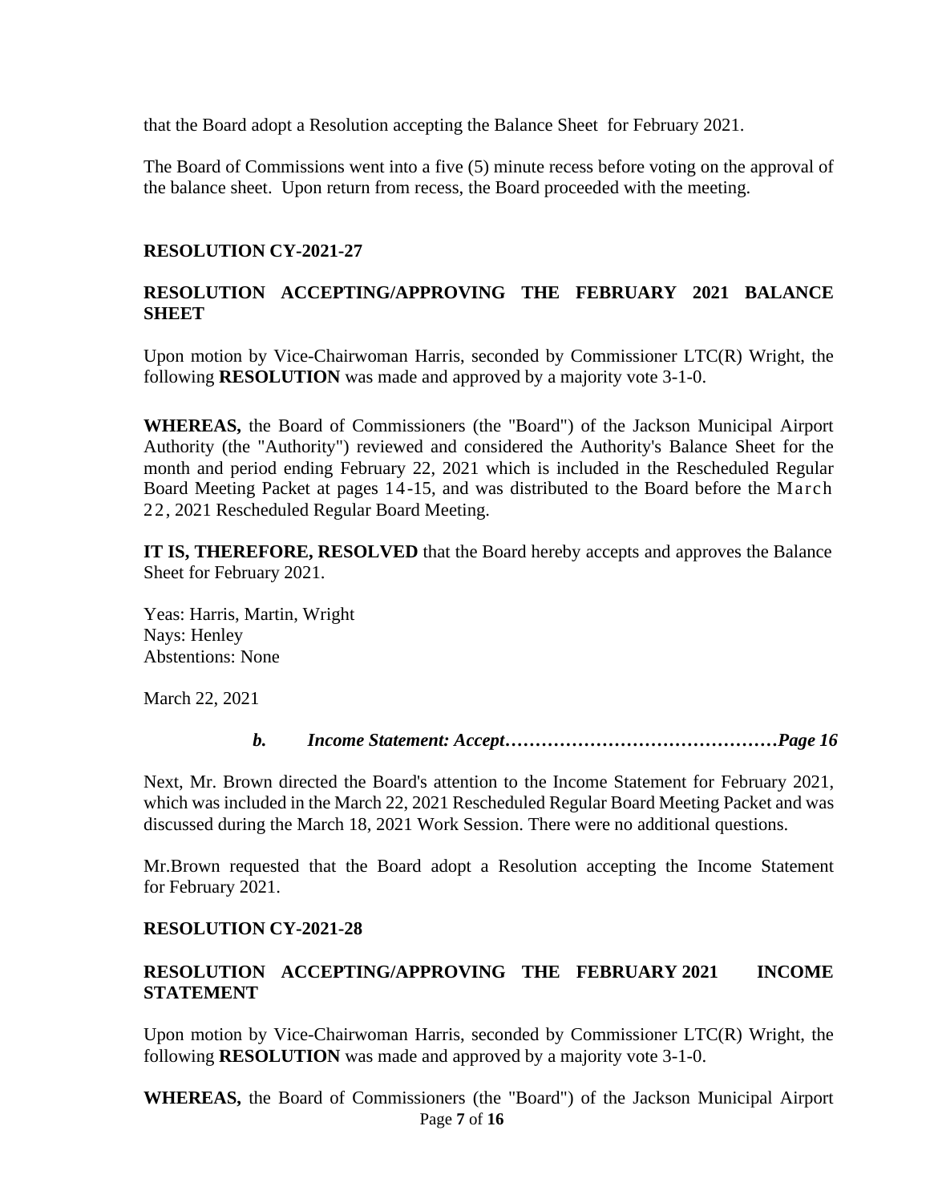that the Board adopt a Resolution accepting the Balance Sheet for February 2021.

The Board of Commissions went into a five (5) minute recess before voting on the approval of the balance sheet. Upon return from recess, the Board proceeded with the meeting.

**RESOLUTION CY-2021-27**

**RESOLUTION ACCEPTING/APPROVING THE FEBRUARY 2021 BALANCE SHEET**

Upon motion by Vice-Chairwoman Harris, seconded by Commissioner LTC(R) Wright, the following **RESOLUTION** was made and approved by a majority vote 3-1-0.

**WHEREAS,** the Board of Commissioners (the "Board") of the Jackson Municipal Airport Authority (the "Authority") reviewed and considered the Authority's Balance Sheet for the month and period ending February 22, 2021 which is included in the Rescheduled Regular Board Meeting Packet at pages 14-15, and was distributed to the Board before the March 22, 2021 Rescheduled Regular Board Meeting.

**IT IS, THEREFORE, RESOLVED** that the Board hereby accepts and approves the Balance Sheet for February 2021.

Yeas: Harris, Martin, Wright
Nays: Henley
Abstentions: None

March 22, 2021

***b. Income Statement: Accept……………………………………Page 16***

Next, Mr. Brown directed the Board's attention to the Income Statement for February 2021, which was included in the March 22, 2021 Rescheduled Regular Board Meeting Packet and was discussed during the March 18, 2021 Work Session. There were no additional questions.

Mr.Brown requested that the Board adopt a Resolution accepting the Income Statement for February 2021.

**RESOLUTION CY-2021-28**

**RESOLUTION ACCEPTING/APPROVING THE FEBRUARY 2021 INCOME STATEMENT**

Upon motion by Vice-Chairwoman Harris, seconded by Commissioner LTC(R) Wright, the following **RESOLUTION** was made and approved by a majority vote 3-1-0.

**WHEREAS,** the Board of Commissioners (the "Board") of the Jackson Municipal Airport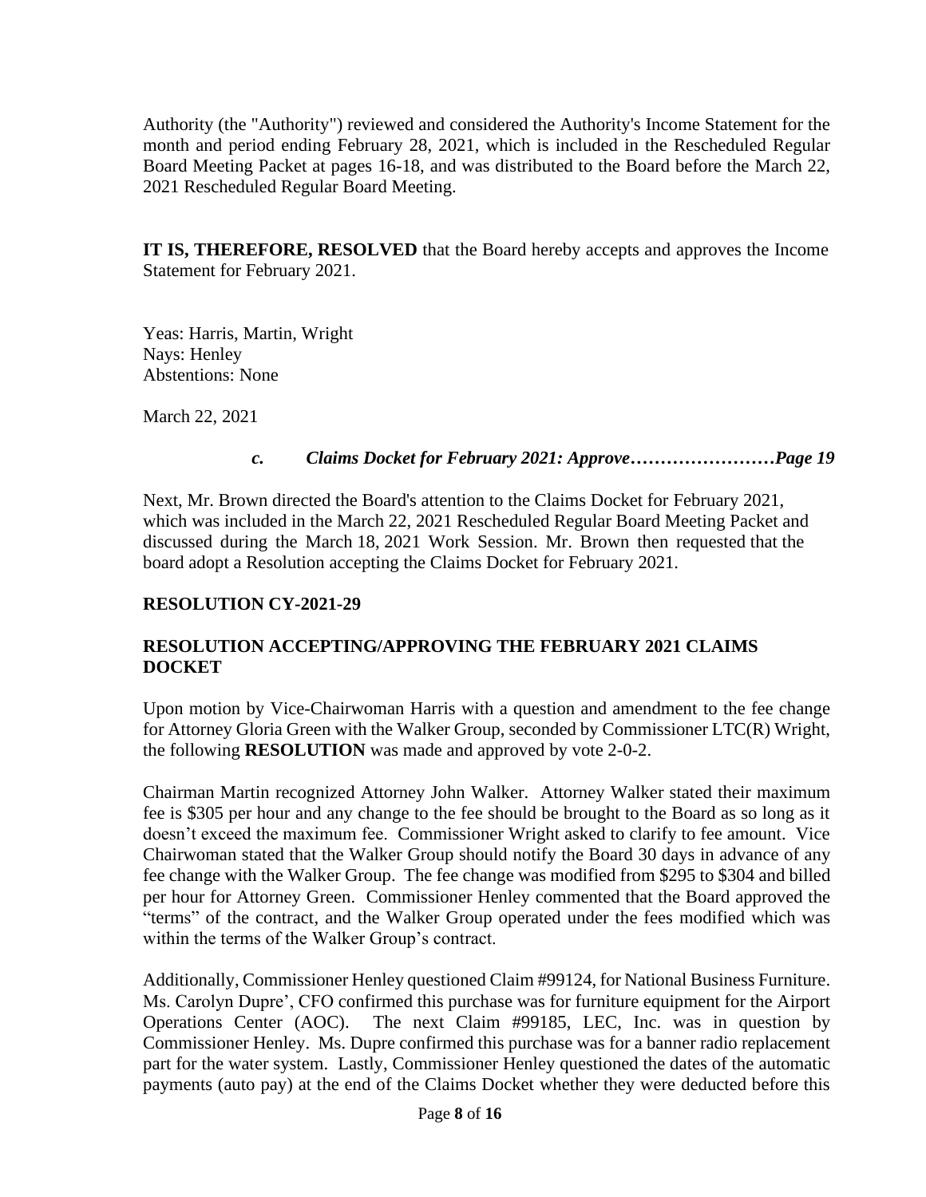Authority (the "Authority") reviewed and considered the Authority's Income Statement for the month and period ending February 28, 2021, which is included in the Rescheduled Regular Board Meeting Packet at pages 16-18, and was distributed to the Board before the March 22, 2021 Rescheduled Regular Board Meeting.

**IT IS, THEREFORE, RESOLVED** that the Board hereby accepts and approves the Income Statement for February 2021.

Yeas: Harris, Martin, Wright
Nays: Henley
Abstentions: None

March 22, 2021

***c. Claims Docket for February 2021: Approve……………………Page 19***

Next, Mr. Brown directed the Board's attention to the Claims Docket for February 2021, which was included in the March 22, 2021 Rescheduled Regular Board Meeting Packet and discussed during the March 18, 2021 Work Session. Mr. Brown then requested that the board adopt a Resolution accepting the Claims Docket for February 2021.

**RESOLUTION CY-2021-29**

**RESOLUTION ACCEPTING/APPROVING THE FEBRUARY 2021 CLAIMS DOCKET**

Upon motion by Vice-Chairwoman Harris with a question and amendment to the fee change for Attorney Gloria Green with the Walker Group, seconded by Commissioner LTC(R) Wright, the following **RESOLUTION** was made and approved by vote 2-0-2.

Chairman Martin recognized Attorney John Walker. Attorney Walker stated their maximum fee is $305 per hour and any change to the fee should be brought to the Board as so long as it doesn't exceed the maximum fee. Commissioner Wright asked to clarify to fee amount. Vice Chairwoman stated that the Walker Group should notify the Board 30 days in advance of any fee change with the Walker Group. The fee change was modified from $295 to $304 and billed per hour for Attorney Green. Commissioner Henley commented that the Board approved the "terms" of the contract, and the Walker Group operated under the fees modified which was within the terms of the Walker Group's contract.

Additionally, Commissioner Henley questioned Claim #99124, for National Business Furniture. Ms. Carolyn Dupre', CFO confirmed this purchase was for furniture equipment for the Airport Operations Center (AOC). The next Claim #99185, LEC, Inc. was in question by Commissioner Henley. Ms. Dupre confirmed this purchase was for a banner radio replacement part for the water system. Lastly, Commissioner Henley questioned the dates of the automatic payments (auto pay) at the end of the Claims Docket whether they were deducted before this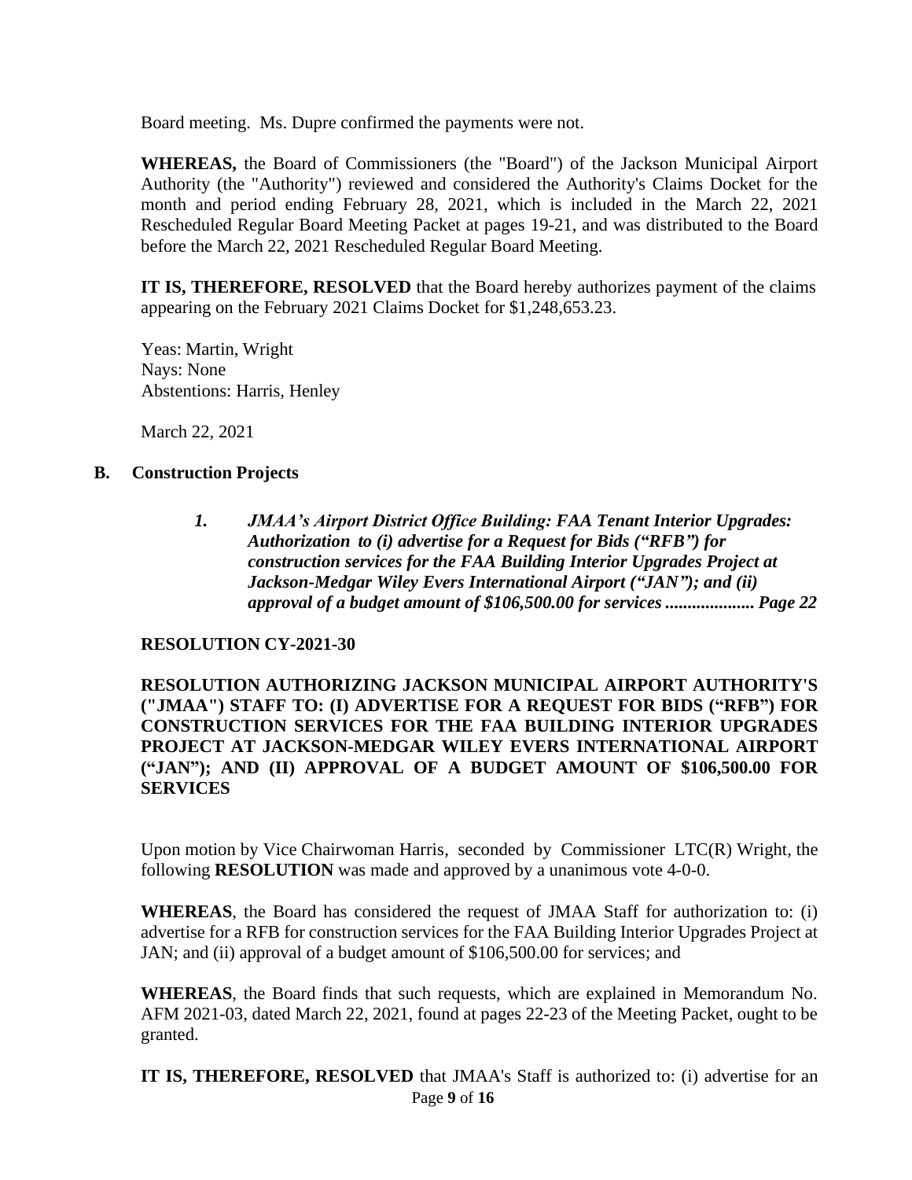Board meeting. Ms. Dupre confirmed the payments were not.

**WHEREAS,** the Board of Commissioners (the "Board") of the Jackson Municipal Airport Authority (the "Authority") reviewed and considered the Authority's Claims Docket for the month and period ending February 28, 2021, which is included in the March 22, 2021 Rescheduled Regular Board Meeting Packet at pages 19-21, and was distributed to the Board before the March 22, 2021 Rescheduled Regular Board Meeting.

**IT IS, THEREFORE, RESOLVED** that the Board hereby authorizes payment of the claims appearing on the February 2021 Claims Docket for $1,248,653.23.

Yeas: Martin, Wright
Nays: None
Abstentions: Harris, Henley

March 22, 2021

## B. Construction Projects

> ***1. JMAA's Airport District Office Building: FAA Tenant Interior Upgrades: Authorization to (i) advertise for a Request for Bids ("RFB") for construction services for the FAA Building Interior Upgrades Project at Jackson-Medgar Wiley Evers International Airport ("JAN"); and (ii) approval of a budget amount of $106,500.00 for services .................... Page 22***

**RESOLUTION CY-2021-30**

**RESOLUTION AUTHORIZING JACKSON MUNICIPAL AIRPORT AUTHORITY'S ("JMAA") STAFF TO: (I) ADVERTISE FOR A REQUEST FOR BIDS ("RFB") FOR CONSTRUCTION SERVICES FOR THE FAA BUILDING INTERIOR UPGRADES PROJECT AT JACKSON-MEDGAR WILEY EVERS INTERNATIONAL AIRPORT ("JAN"); AND (II) APPROVAL OF A BUDGET AMOUNT OF $106,500.00 FOR SERVICES**

Upon motion by Vice Chairwoman Harris, seconded by Commissioner LTC(R) Wright, the following **RESOLUTION** was made and approved by a unanimous vote 4-0-0.

**WHEREAS**, the Board has considered the request of JMAA Staff for authorization to: (i) advertise for a RFB for construction services for the FAA Building Interior Upgrades Project at JAN; and (ii) approval of a budget amount of $106,500.00 for services; and

**WHEREAS**, the Board finds that such requests, which are explained in Memorandum No. AFM 2021-03, dated March 22, 2021, found at pages 22-23 of the Meeting Packet, ought to be granted.

**IT IS, THEREFORE, RESOLVED** that JMAA's Staff is authorized to: (i) advertise for an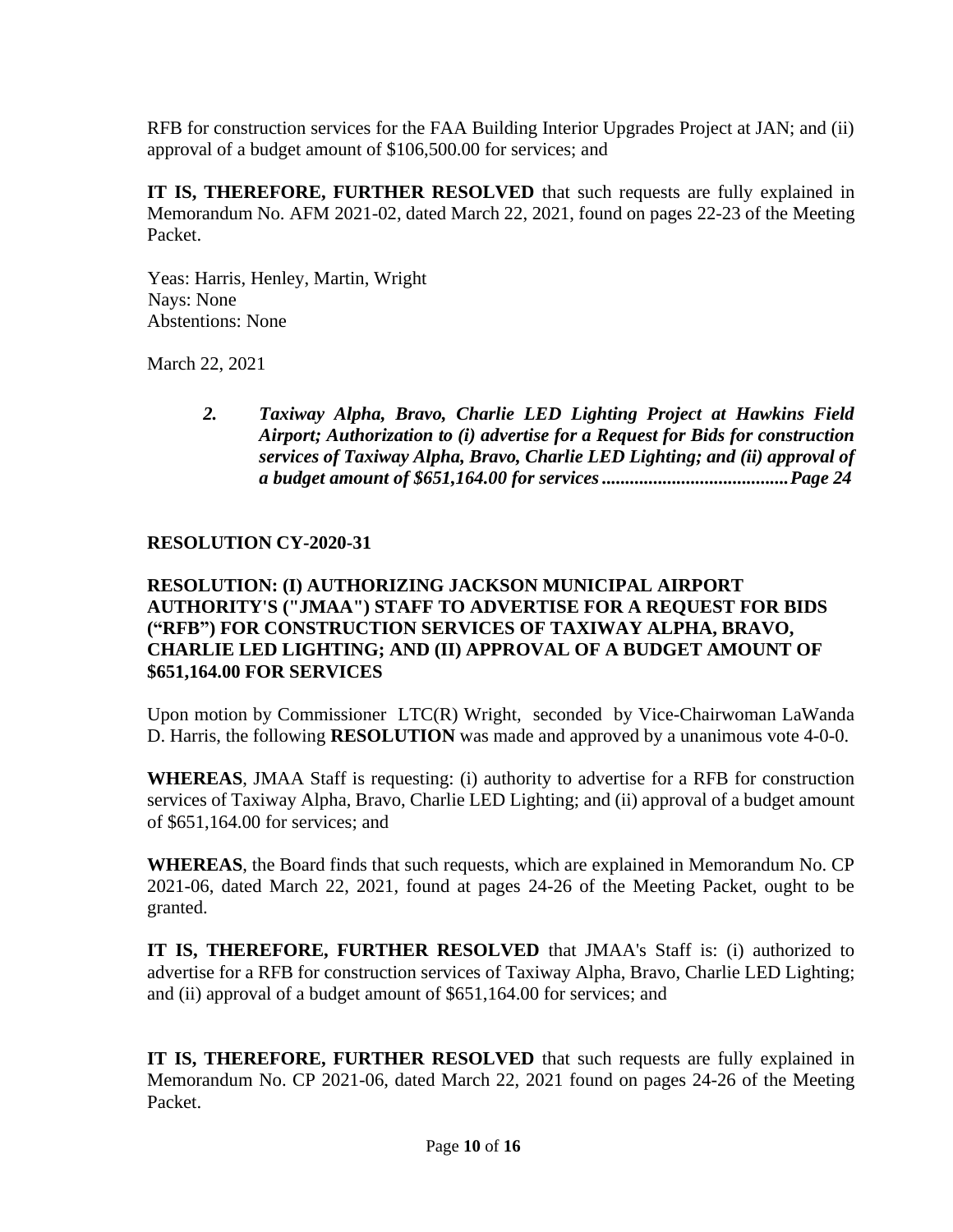RFB for construction services for the FAA Building Interior Upgrades Project at JAN; and (ii) approval of a budget amount of $106,500.00 for services; and

**IT IS, THEREFORE, FURTHER RESOLVED** that such requests are fully explained in Memorandum No. AFM 2021-02, dated March 22, 2021, found on pages 22-23 of the Meeting Packet.

Yeas: Harris, Henley, Martin, Wright
Nays: None
Abstentions: None

March 22, 2021

> ***2. Taxiway Alpha, Bravo, Charlie LED Lighting Project at Hawkins Field Airport; Authorization to (i) advertise for a Request for Bids for construction services of Taxiway Alpha, Bravo, Charlie LED Lighting; and (ii) approval of a budget amount of $651,164.00 for services........................................Page 24***

**RESOLUTION CY-2020-31**

**RESOLUTION: (I) AUTHORIZING JACKSON MUNICIPAL AIRPORT AUTHORITY'S ("JMAA") STAFF TO ADVERTISE FOR A REQUEST FOR BIDS ("RFB") FOR CONSTRUCTION SERVICES OF TAXIWAY ALPHA, BRAVO, CHARLIE LED LIGHTING; AND (II) APPROVAL OF A BUDGET AMOUNT OF $651,164.00 FOR SERVICES**

Upon motion by Commissioner LTC(R) Wright, seconded by Vice-Chairwoman LaWanda D. Harris, the following **RESOLUTION** was made and approved by a unanimous vote 4-0-0.

**WHEREAS**, JMAA Staff is requesting: (i) authority to advertise for a RFB for construction services of Taxiway Alpha, Bravo, Charlie LED Lighting; and (ii) approval of a budget amount of $651,164.00 for services; and

**WHEREAS**, the Board finds that such requests, which are explained in Memorandum No. CP 2021-06, dated March 22, 2021, found at pages 24-26 of the Meeting Packet, ought to be granted.

**IT IS, THEREFORE, FURTHER RESOLVED** that JMAA's Staff is: (i) authorized to advertise for a RFB for construction services of Taxiway Alpha, Bravo, Charlie LED Lighting; and (ii) approval of a budget amount of $651,164.00 for services; and

**IT IS, THEREFORE, FURTHER RESOLVED** that such requests are fully explained in Memorandum No. CP 2021-06, dated March 22, 2021 found on pages 24-26 of the Meeting Packet.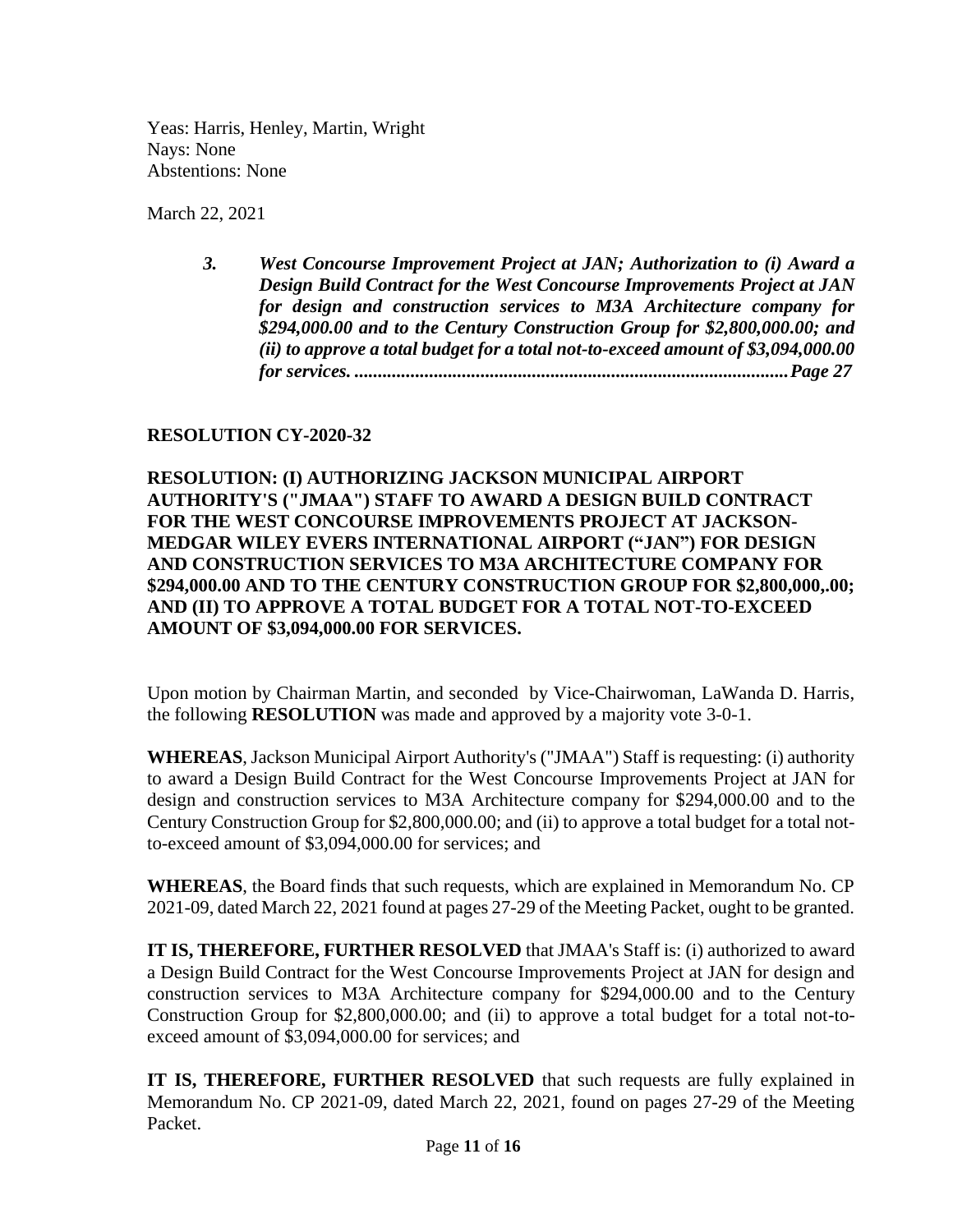Yeas: Harris, Henley, Martin, Wright
Nays: None
Abstentions: None

March 22, 2021

> ***3. West Concourse Improvement Project at JAN; Authorization to (i) Award a Design Build Contract for the West Concourse Improvements Project at JAN for design and construction services to M3A Architecture company for $294,000.00 and to the Century Construction Group for $2,800,000.00; and (ii) to approve a total budget for a total not-to-exceed amount of $3,094,000.00 for services. ............................................................................................Page 27***

**RESOLUTION CY-2020-32**

**RESOLUTION: (I) AUTHORIZING JACKSON MUNICIPAL AIRPORT AUTHORITY'S ("JMAA") STAFF TO AWARD A DESIGN BUILD CONTRACT FOR THE WEST CONCOURSE IMPROVEMENTS PROJECT AT JACKSON-MEDGAR WILEY EVERS INTERNATIONAL AIRPORT ("JAN") FOR DESIGN AND CONSTRUCTION SERVICES TO M3A ARCHITECTURE COMPANY FOR $294,000.00 AND TO THE CENTURY CONSTRUCTION GROUP FOR $2,800,000,.00; AND (II) TO APPROVE A TOTAL BUDGET FOR A TOTAL NOT-TO-EXCEED AMOUNT OF $3,094,000.00 FOR SERVICES.**

Upon motion by Chairman Martin, and seconded by Vice-Chairwoman, LaWanda D. Harris, the following **RESOLUTION** was made and approved by a majority vote 3-0-1.

**WHEREAS**, Jackson Municipal Airport Authority's ("JMAA") Staff is requesting: (i) authority to award a Design Build Contract for the West Concourse Improvements Project at JAN for design and construction services to M3A Architecture company for $294,000.00 and to the Century Construction Group for $2,800,000.00; and (ii) to approve a total budget for a total not-to-exceed amount of $3,094,000.00 for services; and

**WHEREAS**, the Board finds that such requests, which are explained in Memorandum No. CP 2021-09, dated March 22, 2021 found at pages 27-29 of the Meeting Packet, ought to be granted.

**IT IS, THEREFORE, FURTHER RESOLVED** that JMAA's Staff is: (i) authorized to award a Design Build Contract for the West Concourse Improvements Project at JAN for design and construction services to M3A Architecture company for $294,000.00 and to the Century Construction Group for $2,800,000.00; and (ii) to approve a total budget for a total not-to-exceed amount of $3,094,000.00 for services; and

**IT IS, THEREFORE, FURTHER RESOLVED** that such requests are fully explained in Memorandum No. CP 2021-09, dated March 22, 2021, found on pages 27-29 of the Meeting Packet.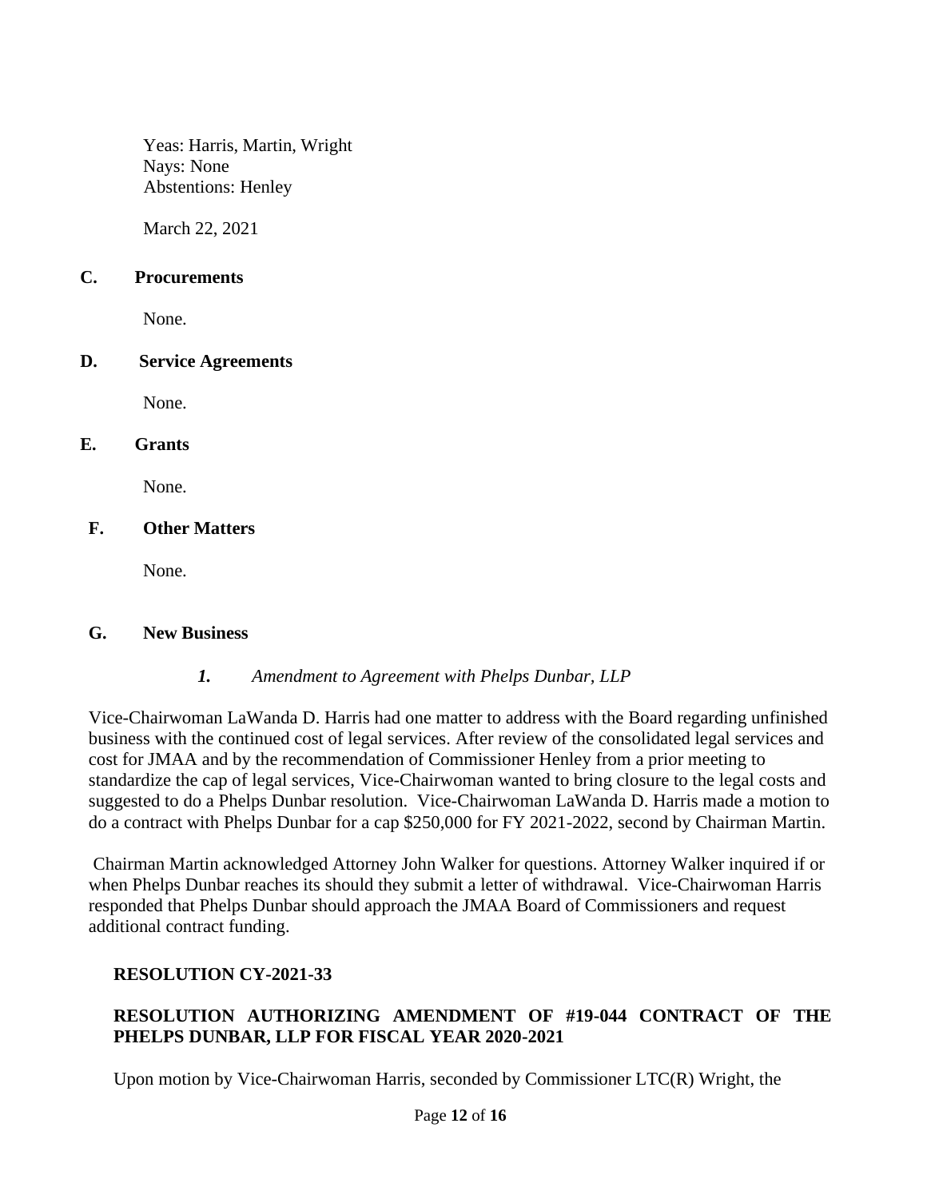Yeas: Harris, Martin, Wright
Nays: None
Abstentions: Henley

March 22, 2021

**C. Procurements**

None.

**D. Service Agreements**

None.

**E. Grants**

None.

**F. Other Matters**

None.

**G. New Business**

***1.*** *Amendment to Agreement with Phelps Dunbar, LLP*

Vice-Chairwoman LaWanda D. Harris had one matter to address with the Board regarding unfinished business with the continued cost of legal services. After review of the consolidated legal services and cost for JMAA and by the recommendation of Commissioner Henley from a prior meeting to standardize the cap of legal services, Vice-Chairwoman wanted to bring closure to the legal costs and suggested to do a Phelps Dunbar resolution. Vice-Chairwoman LaWanda D. Harris made a motion to do a contract with Phelps Dunbar for a cap $250,000 for FY 2021-2022, second by Chairman Martin.

Chairman Martin acknowledged Attorney John Walker for questions. Attorney Walker inquired if or when Phelps Dunbar reaches its should they submit a letter of withdrawal. Vice-Chairwoman Harris responded that Phelps Dunbar should approach the JMAA Board of Commissioners and request additional contract funding.

**RESOLUTION CY-2021-33**

**RESOLUTION AUTHORIZING AMENDMENT OF #19-044 CONTRACT OF THE PHELPS DUNBAR, LLP FOR FISCAL YEAR 2020-2021**

Upon motion by Vice-Chairwoman Harris, seconded by Commissioner LTC(R) Wright, the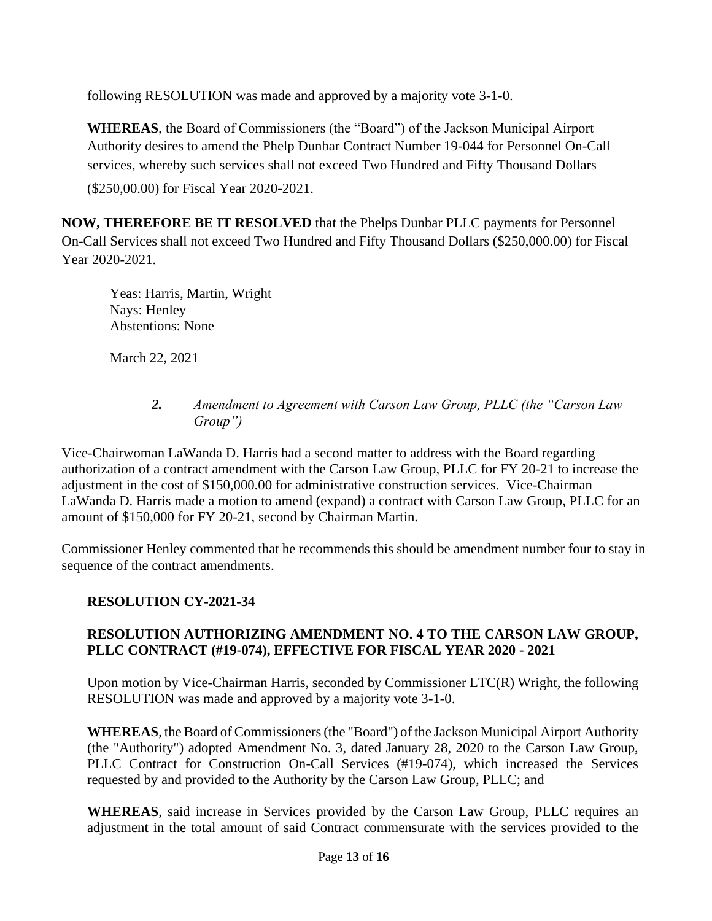following RESOLUTION was made and approved by a majority vote 3-1-0.

**WHEREAS**, the Board of Commissioners (the "Board") of the Jackson Municipal Airport Authority desires to amend the Phelp Dunbar Contract Number 19-044 for Personnel On-Call services, whereby such services shall not exceed Two Hundred and Fifty Thousand Dollars ($250,00.00) for Fiscal Year 2020-2021.

**NOW, THEREFORE BE IT RESOLVED** that the Phelps Dunbar PLLC payments for Personnel On-Call Services shall not exceed Two Hundred and Fifty Thousand Dollars ($250,000.00) for Fiscal Year 2020-2021.

Yeas: Harris, Martin, Wright
Nays: Henley
Abstentions: None

March 22, 2021

***2.*** *Amendment to Agreement with Carson Law Group, PLLC (the "Carson Law Group")*

Vice-Chairwoman LaWanda D. Harris had a second matter to address with the Board regarding authorization of a contract amendment with the Carson Law Group, PLLC for FY 20-21 to increase the adjustment in the cost of $150,000.00 for administrative construction services. Vice-Chairman LaWanda D. Harris made a motion to amend (expand) a contract with Carson Law Group, PLLC for an amount of $150,000 for FY 20-21, second by Chairman Martin.

Commissioner Henley commented that he recommends this should be amendment number four to stay in sequence of the contract amendments.

**RESOLUTION CY-2021-34**

**RESOLUTION AUTHORIZING AMENDMENT NO. 4 TO THE CARSON LAW GROUP, PLLC CONTRACT (#19-074), EFFECTIVE FOR FISCAL YEAR 2020 - 2021**

Upon motion by Vice-Chairman Harris, seconded by Commissioner LTC(R) Wright, the following RESOLUTION was made and approved by a majority vote 3-1-0.

**WHEREAS**, the Board of Commissioners (the "Board") of the Jackson Municipal Airport Authority (the "Authority") adopted Amendment No. 3, dated January 28, 2020 to the Carson Law Group, PLLC Contract for Construction On-Call Services (#19-074), which increased the Services requested by and provided to the Authority by the Carson Law Group, PLLC; and

**WHEREAS**, said increase in Services provided by the Carson Law Group, PLLC requires an adjustment in the total amount of said Contract commensurate with the services provided to the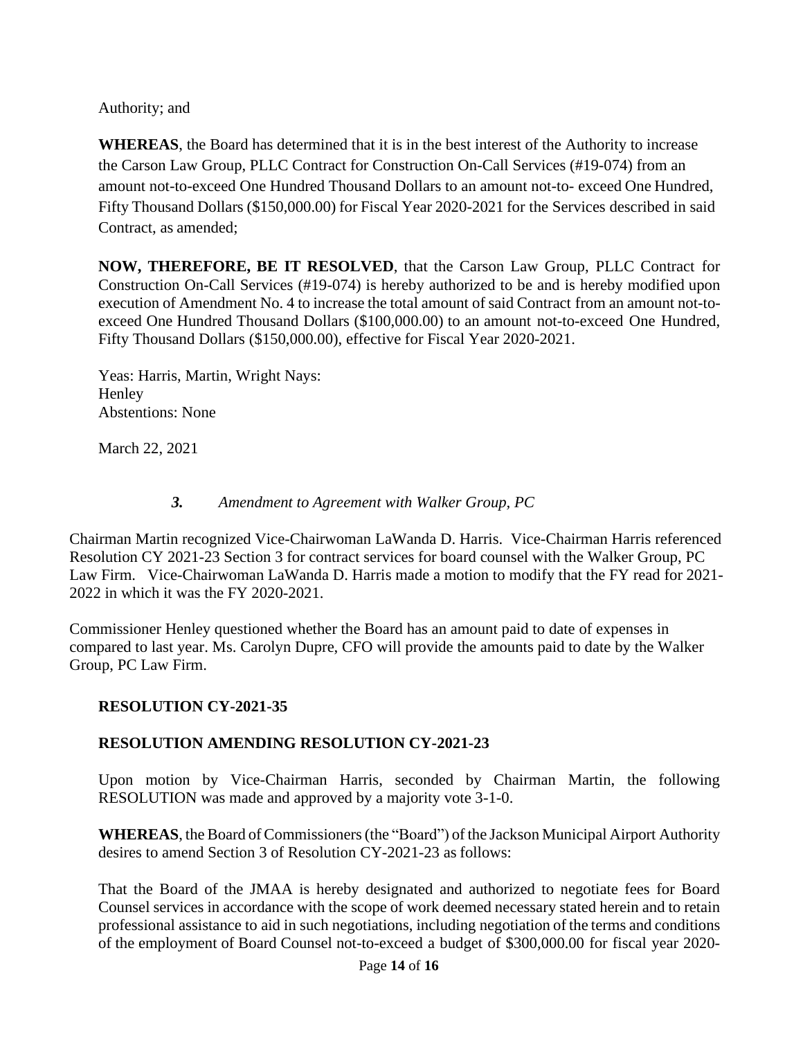Authority; and

**WHEREAS**, the Board has determined that it is in the best interest of the Authority to increase the Carson Law Group, PLLC Contract for Construction On-Call Services (#19-074) from an amount not-to-exceed One Hundred Thousand Dollars to an amount not-to- exceed One Hundred, Fifty Thousand Dollars ($150,000.00) for Fiscal Year 2020-2021 for the Services described in said Contract, as amended;

**NOW, THEREFORE, BE IT RESOLVED**, that the Carson Law Group, PLLC Contract for Construction On-Call Services (#19-074) is hereby authorized to be and is hereby modified upon execution of Amendment No. 4 to increase the total amount of said Contract from an amount not-to-exceed One Hundred Thousand Dollars ($100,000.00) to an amount not-to-exceed One Hundred, Fifty Thousand Dollars ($150,000.00), effective for Fiscal Year 2020-2021.

Yeas: Harris, Martin, Wright Nays: Henley
Abstentions: None

March 22, 2021

***3.*** *Amendment to Agreement with Walker Group, PC*

Chairman Martin recognized Vice-Chairwoman LaWanda D. Harris. Vice-Chairman Harris referenced Resolution CY 2021-23 Section 3 for contract services for board counsel with the Walker Group, PC Law Firm. Vice-Chairwoman LaWanda D. Harris made a motion to modify that the FY read for 2021-2022 in which it was the FY 2020-2021.

Commissioner Henley questioned whether the Board has an amount paid to date of expenses in compared to last year. Ms. Carolyn Dupre, CFO will provide the amounts paid to date by the Walker Group, PC Law Firm.

**RESOLUTION CY-2021-35**

**RESOLUTION AMENDING RESOLUTION CY-2021-23**

Upon motion by Vice-Chairman Harris, seconded by Chairman Martin, the following RESOLUTION was made and approved by a majority vote 3-1-0.

**WHEREAS**, the Board of Commissioners (the "Board") of the Jackson Municipal Airport Authority desires to amend Section 3 of Resolution CY-2021-23 as follows:

That the Board of the JMAA is hereby designated and authorized to negotiate fees for Board Counsel services in accordance with the scope of work deemed necessary stated herein and to retain professional assistance to aid in such negotiations, including negotiation of the terms and conditions of the employment of Board Counsel not-to-exceed a budget of $300,000.00 for fiscal year 2020-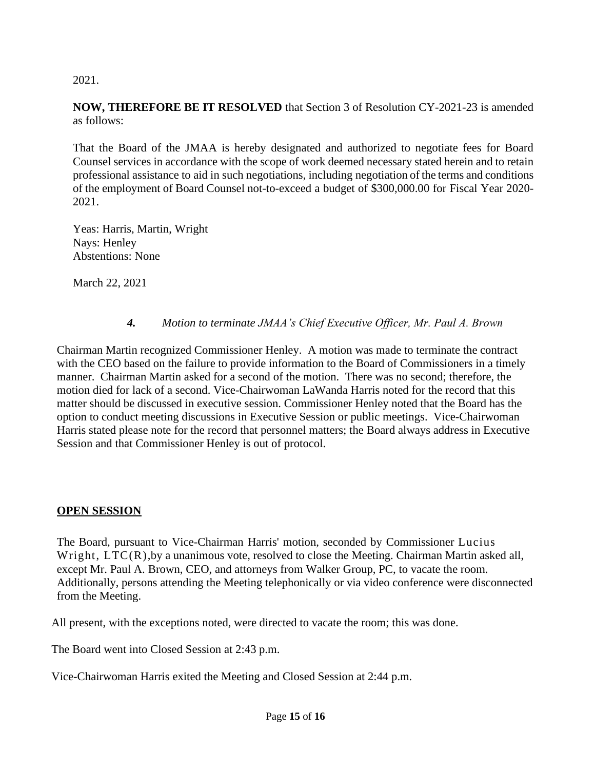2021.

**NOW, THEREFORE BE IT RESOLVED** that Section 3 of Resolution CY-2021-23 is amended as follows:

That the Board of the JMAA is hereby designated and authorized to negotiate fees for Board Counsel services in accordance with the scope of work deemed necessary stated herein and to retain professional assistance to aid in such negotiations, including negotiation of the terms and conditions of the employment of Board Counsel not-to-exceed a budget of $300,000.00 for Fiscal Year 2020-2021.

Yeas: Harris, Martin, Wright
Nays: Henley
Abstentions: None

March 22, 2021

***4.*** *Motion to terminate JMAA's Chief Executive Officer, Mr. Paul A. Brown*

Chairman Martin recognized Commissioner Henley. A motion was made to terminate the contract with the CEO based on the failure to provide information to the Board of Commissioners in a timely manner. Chairman Martin asked for a second of the motion. There was no second; therefore, the motion died for lack of a second. Vice-Chairwoman LaWanda Harris noted for the record that this matter should be discussed in executive session. Commissioner Henley noted that the Board has the option to conduct meeting discussions in Executive Session or public meetings. Vice-Chairwoman Harris stated please note for the record that personnel matters; the Board always address in Executive Session and that Commissioner Henley is out of protocol.

**OPEN SESSION**

The Board, pursuant to Vice-Chairman Harris' motion, seconded by Commissioner Lucius Wright, LTC(R),by a unanimous vote, resolved to close the Meeting. Chairman Martin asked all, except Mr. Paul A. Brown, CEO, and attorneys from Walker Group, PC, to vacate the room. Additionally, persons attending the Meeting telephonically or via video conference were disconnected from the Meeting.

All present, with the exceptions noted, were directed to vacate the room; this was done.

The Board went into Closed Session at 2:43 p.m.

Vice-Chairwoman Harris exited the Meeting and Closed Session at 2:44 p.m.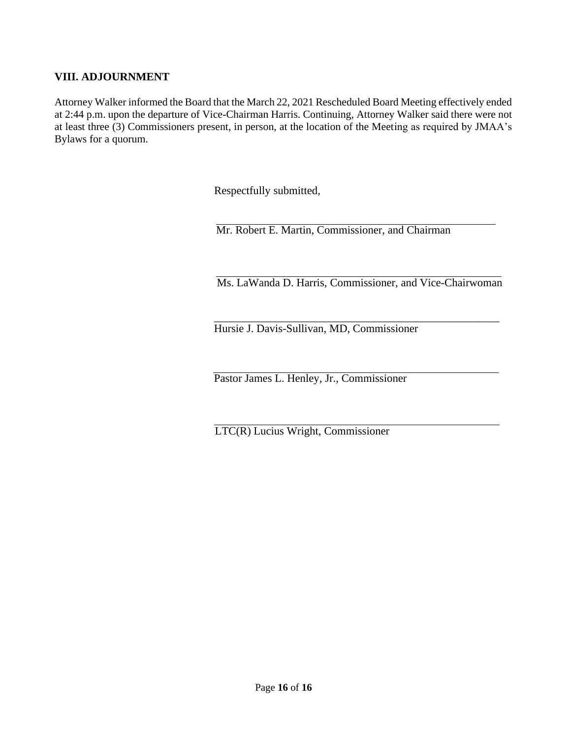## VIII. ADJOURNMENT

Attorney Walker informed the Board that the March 22, 2021 Rescheduled Board Meeting effectively ended at 2:44 p.m. upon the departure of Vice-Chairman Harris. Continuing, Attorney Walker said there were not at least three (3) Commissioners present, in person, at the location of the Meeting as required by JMAA's Bylaws for a quorum.

Respectfully submitted,

Mr. Robert E. Martin, Commissioner, and Chairman

Ms. LaWanda D. Harris, Commissioner, and Vice-Chairwoman

Hursie J. Davis-Sullivan, MD, Commissioner

Pastor James L. Henley, Jr., Commissioner

LTC(R) Lucius Wright, Commissioner